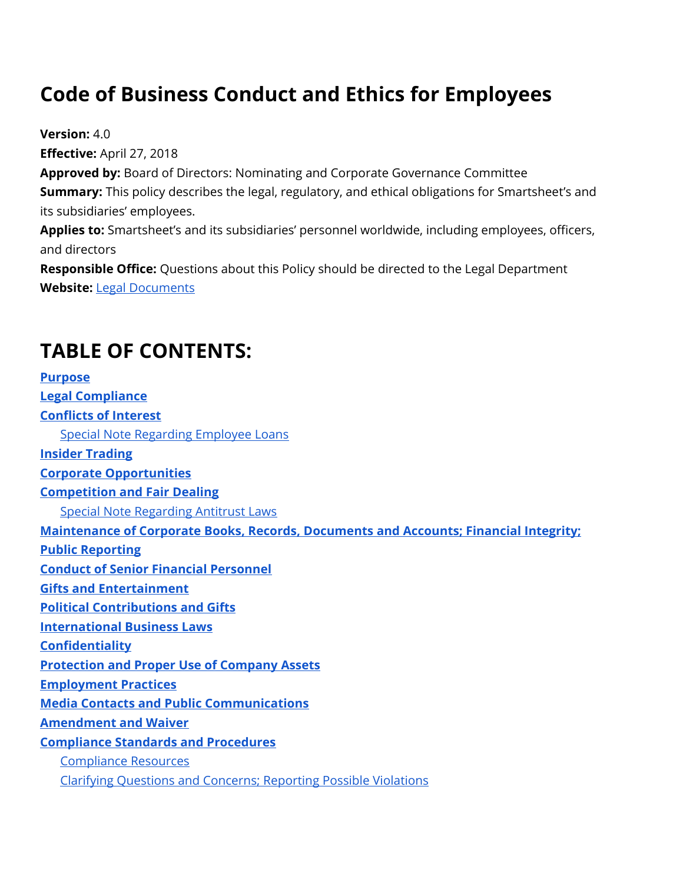# Code of Business Conduct and Ethics for Employees

**Version:** 4.0
**Effective:** April 27, 2018
**Approved by:** Board of Directors: Nominating and Corporate Governance Committee
**Summary:** This policy describes the legal, regulatory, and ethical obligations for Smartsheet's and its subsidiaries' employees.
**Applies to:** Smartsheet's and its subsidiaries' personnel worldwide, including employees, officers, and directors
**Responsible Office:** Questions about this Policy should be directed to the Legal Department
**Website:** Legal Documents

## TABLE OF CONTENTS:

**Purpose**
**Legal Compliance**
**Conflicts of Interest**
- Special Note Regarding Employee Loans

**Insider Trading**
**Corporate Opportunities**
**Competition and Fair Dealing**
- Special Note Regarding Antitrust Laws

**Maintenance of Corporate Books, Records, Documents and Accounts; Financial Integrity;**
**Public Reporting**
**Conduct of Senior Financial Personnel**
**Gifts and Entertainment**
**Political Contributions and Gifts**
**International Business Laws**
**Confidentiality**
**Protection and Proper Use of Company Assets**
**Employment Practices**
**Media Contacts and Public Communications**
**Amendment and Waiver**
**Compliance Standards and Procedures**
- Compliance Resources
- Clarifying Questions and Concerns; Reporting Possible Violations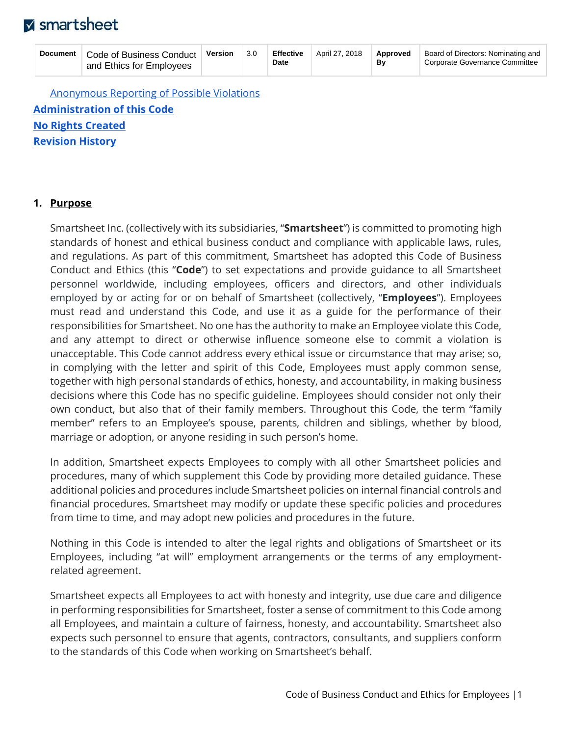[Anonymous Reporting of Possible Violations](#)
[**Administration of this Code**](#)
[**No Rights Created**](#)
[**Revision History**](#)

## 1. Purpose

Smartsheet Inc. (collectively with its subsidiaries, "**Smartsheet**") is committed to promoting high standards of honest and ethical business conduct and compliance with applicable laws, rules, and regulations. As part of this commitment, Smartsheet has adopted this Code of Business Conduct and Ethics (this "**Code**") to set expectations and provide guidance to all Smartsheet personnel worldwide, including employees, officers and directors, and other individuals employed by or acting for or on behalf of Smartsheet (collectively, "**Employees**"). Employees must read and understand this Code, and use it as a guide for the performance of their responsibilities for Smartsheet. No one has the authority to make an Employee violate this Code, and any attempt to direct or otherwise influence someone else to commit a violation is unacceptable. This Code cannot address every ethical issue or circumstance that may arise; so, in complying with the letter and spirit of this Code, Employees must apply common sense, together with high personal standards of ethics, honesty, and accountability, in making business decisions where this Code has no specific guideline. Employees should consider not only their own conduct, but also that of their family members. Throughout this Code, the term "family member" refers to an Employee's spouse, parents, children and siblings, whether by blood, marriage or adoption, or anyone residing in such person's home.

In addition, Smartsheet expects Employees to comply with all other Smartsheet policies and procedures, many of which supplement this Code by providing more detailed guidance. These additional policies and procedures include Smartsheet policies on internal financial controls and financial procedures. Smartsheet may modify or update these specific policies and procedures from time to time, and may adopt new policies and procedures in the future.

Nothing in this Code is intended to alter the legal rights and obligations of Smartsheet or its Employees, including "at will" employment arrangements or the terms of any employment-related agreement.

Smartsheet expects all Employees to act with honesty and integrity, use due care and diligence in performing responsibilities for Smartsheet, foster a sense of commitment to this Code among all Employees, and maintain a culture of fairness, honesty, and accountability. Smartsheet also expects such personnel to ensure that agents, contractors, consultants, and suppliers conform to the standards of this Code when working on Smartsheet's behalf.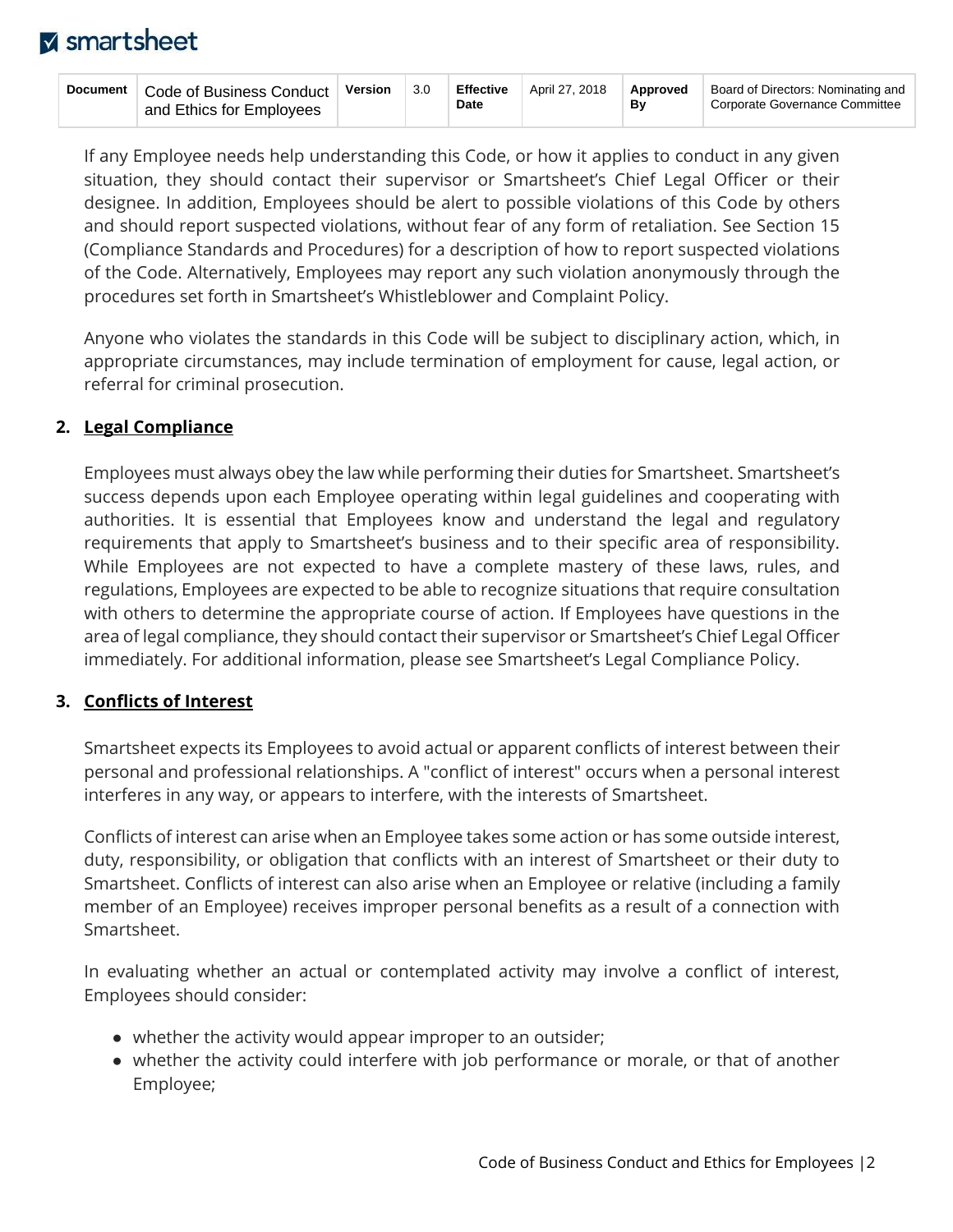If any Employee needs help understanding this Code, or how it applies to conduct in any given situation, they should contact their supervisor or Smartsheet's Chief Legal Officer or their designee. In addition, Employees should be alert to possible violations of this Code by others and should report suspected violations, without fear of any form of retaliation. See Section 15 (Compliance Standards and Procedures) for a description of how to report suspected violations of the Code. Alternatively, Employees may report any such violation anonymously through the procedures set forth in Smartsheet's Whistleblower and Complaint Policy.

Anyone who violates the standards in this Code will be subject to disciplinary action, which, in appropriate circumstances, may include termination of employment for cause, legal action, or referral for criminal prosecution.

## 2. Legal Compliance

Employees must always obey the law while performing their duties for Smartsheet. Smartsheet's success depends upon each Employee operating within legal guidelines and cooperating with authorities. It is essential that Employees know and understand the legal and regulatory requirements that apply to Smartsheet's business and to their specific area of responsibility. While Employees are not expected to have a complete mastery of these laws, rules, and regulations, Employees are expected to be able to recognize situations that require consultation with others to determine the appropriate course of action. If Employees have questions in the area of legal compliance, they should contact their supervisor or Smartsheet's Chief Legal Officer immediately. For additional information, please see Smartsheet's Legal Compliance Policy.

## 3. Conflicts of Interest

Smartsheet expects its Employees to avoid actual or apparent conflicts of interest between their personal and professional relationships. A "conflict of interest" occurs when a personal interest interferes in any way, or appears to interfere, with the interests of Smartsheet.

Conflicts of interest can arise when an Employee takes some action or has some outside interest, duty, responsibility, or obligation that conflicts with an interest of Smartsheet or their duty to Smartsheet. Conflicts of interest can also arise when an Employee or relative (including a family member of an Employee) receives improper personal benefits as a result of a connection with Smartsheet.

In evaluating whether an actual or contemplated activity may involve a conflict of interest, Employees should consider:

- whether the activity would appear improper to an outsider;
- whether the activity could interfere with job performance or morale, or that of another Employee;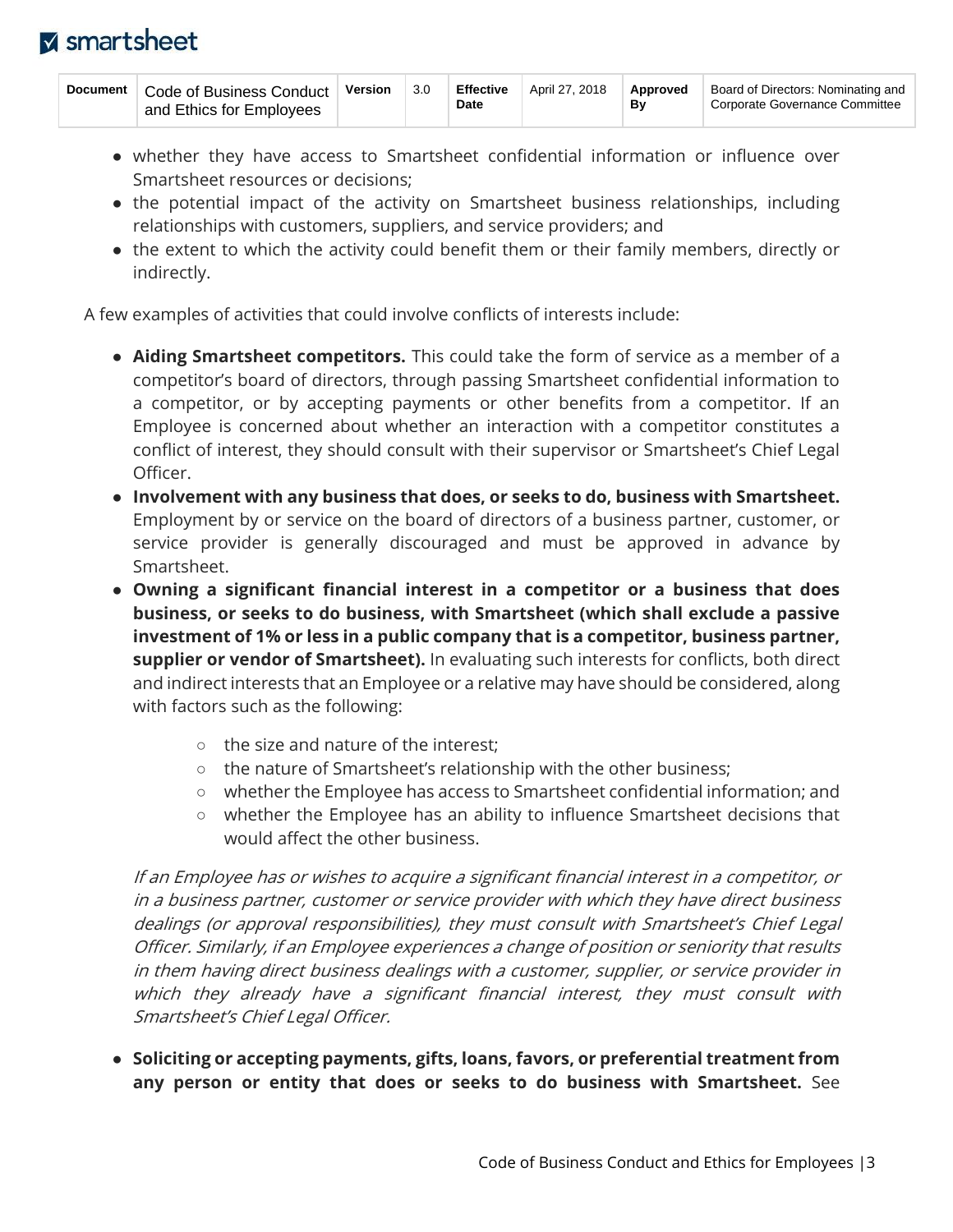- whether they have access to Smartsheet confidential information or influence over Smartsheet resources or decisions;
- the potential impact of the activity on Smartsheet business relationships, including relationships with customers, suppliers, and service providers; and
- the extent to which the activity could benefit them or their family members, directly or indirectly.

A few examples of activities that could involve conflicts of interests include:

- **Aiding Smartsheet competitors.** This could take the form of service as a member of a competitor's board of directors, through passing Smartsheet confidential information to a competitor, or by accepting payments or other benefits from a competitor. If an Employee is concerned about whether an interaction with a competitor constitutes a conflict of interest, they should consult with their supervisor or Smartsheet's Chief Legal Officer.
- **Involvement with any business that does, or seeks to do, business with Smartsheet.** Employment by or service on the board of directors of a business partner, customer, or service provider is generally discouraged and must be approved in advance by Smartsheet.
- **Owning a significant financial interest in a competitor or a business that does business, or seeks to do business, with Smartsheet (which shall exclude a passive investment of 1% or less in a public company that is a competitor, business partner, supplier or vendor of Smartsheet).** In evaluating such interests for conflicts, both direct and indirect interests that an Employee or a relative may have should be considered, along with factors such as the following:
    - the size and nature of the interest;
    - the nature of Smartsheet's relationship with the other business;
    - whether the Employee has access to Smartsheet confidential information; and
    - whether the Employee has an ability to influence Smartsheet decisions that would affect the other business.

  *If an Employee has or wishes to acquire a significant financial interest in a competitor, or in a business partner, customer or service provider with which they have direct business dealings (or approval responsibilities), they must consult with Smartsheet's Chief Legal Officer. Similarly, if an Employee experiences a change of position or seniority that results in them having direct business dealings with a customer, supplier, or service provider in which they already have a significant financial interest, they must consult with Smartsheet's Chief Legal Officer.*

- **Soliciting or accepting payments, gifts, loans, favors, or preferential treatment from any person or entity that does or seeks to do business with Smartsheet.** See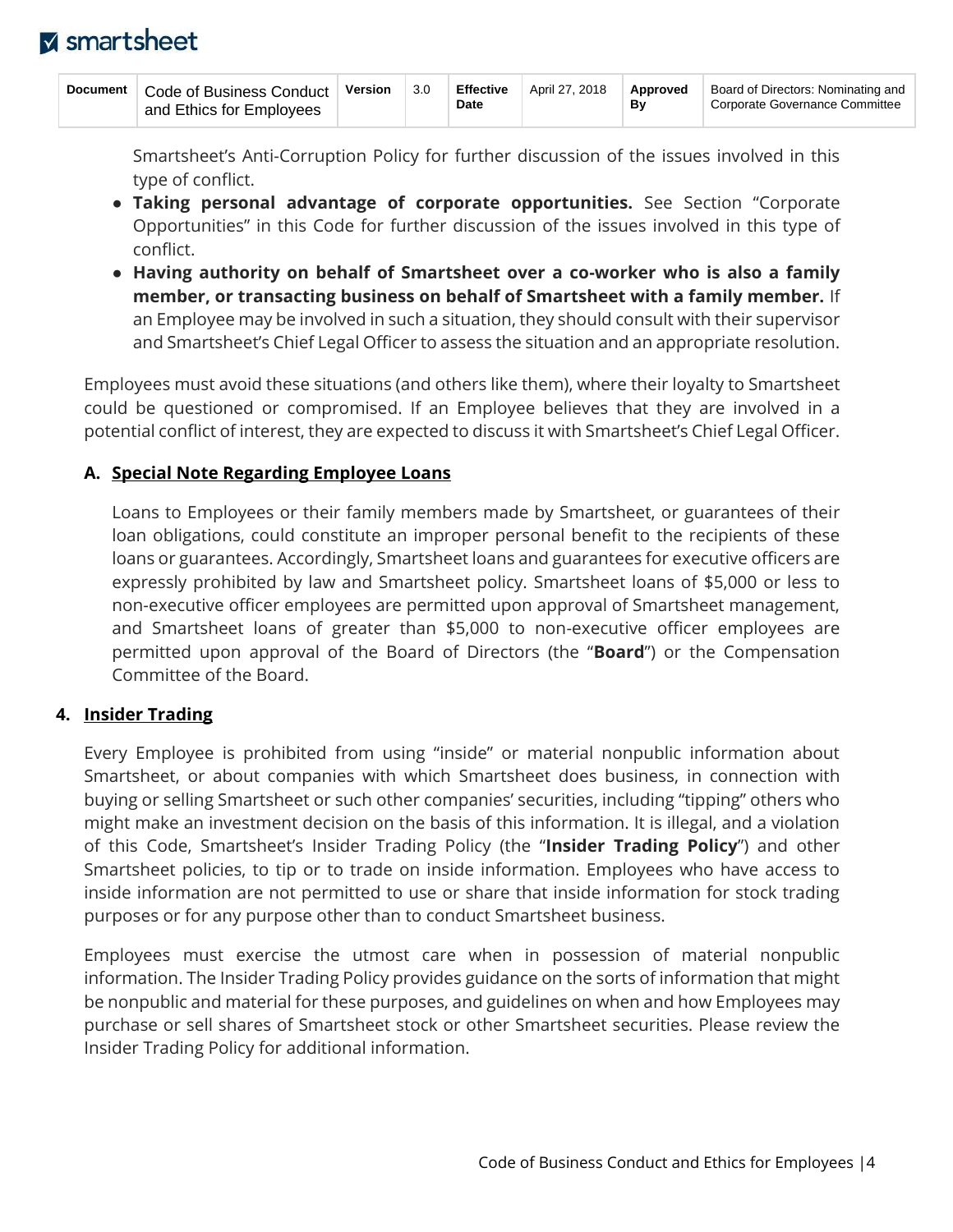Smartsheet's Anti-Corruption Policy for further discussion of the issues involved in this type of conflict.

- **Taking personal advantage of corporate opportunities.** See Section "Corporate Opportunities" in this Code for further discussion of the issues involved in this type of conflict.
- **Having authority on behalf of Smartsheet over a co-worker who is also a family member, or transacting business on behalf of Smartsheet with a family member.** If an Employee may be involved in such a situation, they should consult with their supervisor and Smartsheet's Chief Legal Officer to assess the situation and an appropriate resolution.

Employees must avoid these situations (and others like them), where their loyalty to Smartsheet could be questioned or compromised. If an Employee believes that they are involved in a potential conflict of interest, they are expected to discuss it with Smartsheet's Chief Legal Officer.

### A. Special Note Regarding Employee Loans

Loans to Employees or their family members made by Smartsheet, or guarantees of their loan obligations, could constitute an improper personal benefit to the recipients of these loans or guarantees. Accordingly, Smartsheet loans and guarantees for executive officers are expressly prohibited by law and Smartsheet policy. Smartsheet loans of $5,000 or less to non-executive officer employees are permitted upon approval of Smartsheet management, and Smartsheet loans of greater than $5,000 to non-executive officer employees are permitted upon approval of the Board of Directors (the "**Board**") or the Compensation Committee of the Board.

## 4. Insider Trading

Every Employee is prohibited from using "inside" or material nonpublic information about Smartsheet, or about companies with which Smartsheet does business, in connection with buying or selling Smartsheet or such other companies' securities, including "tipping" others who might make an investment decision on the basis of this information. It is illegal, and a violation of this Code, Smartsheet's Insider Trading Policy (the "**Insider Trading Policy**") and other Smartsheet policies, to tip or to trade on inside information. Employees who have access to inside information are not permitted to use or share that inside information for stock trading purposes or for any purpose other than to conduct Smartsheet business.

Employees must exercise the utmost care when in possession of material nonpublic information. The Insider Trading Policy provides guidance on the sorts of information that might be nonpublic and material for these purposes, and guidelines on when and how Employees may purchase or sell shares of Smartsheet stock or other Smartsheet securities. Please review the Insider Trading Policy for additional information.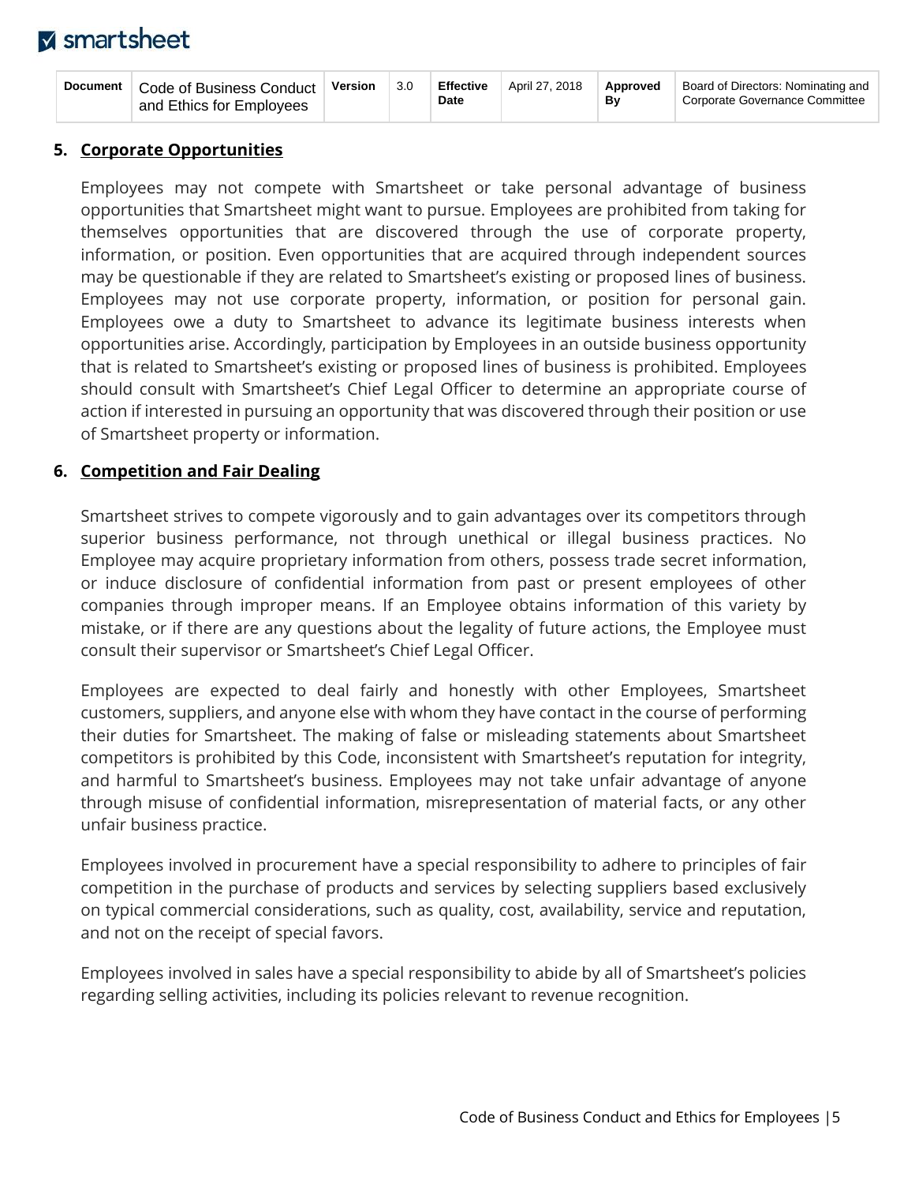## 5. Corporate Opportunities

Employees may not compete with Smartsheet or take personal advantage of business opportunities that Smartsheet might want to pursue. Employees are prohibited from taking for themselves opportunities that are discovered through the use of corporate property, information, or position. Even opportunities that are acquired through independent sources may be questionable if they are related to Smartsheet's existing or proposed lines of business. Employees may not use corporate property, information, or position for personal gain. Employees owe a duty to Smartsheet to advance its legitimate business interests when opportunities arise. Accordingly, participation by Employees in an outside business opportunity that is related to Smartsheet's existing or proposed lines of business is prohibited. Employees should consult with Smartsheet's Chief Legal Officer to determine an appropriate course of action if interested in pursuing an opportunity that was discovered through their position or use of Smartsheet property or information.

## 6. Competition and Fair Dealing

Smartsheet strives to compete vigorously and to gain advantages over its competitors through superior business performance, not through unethical or illegal business practices. No Employee may acquire proprietary information from others, possess trade secret information, or induce disclosure of confidential information from past or present employees of other companies through improper means. If an Employee obtains information of this variety by mistake, or if there are any questions about the legality of future actions, the Employee must consult their supervisor or Smartsheet's Chief Legal Officer.

Employees are expected to deal fairly and honestly with other Employees, Smartsheet customers, suppliers, and anyone else with whom they have contact in the course of performing their duties for Smartsheet. The making of false or misleading statements about Smartsheet competitors is prohibited by this Code, inconsistent with Smartsheet's reputation for integrity, and harmful to Smartsheet's business. Employees may not take unfair advantage of anyone through misuse of confidential information, misrepresentation of material facts, or any other unfair business practice.

Employees involved in procurement have a special responsibility to adhere to principles of fair competition in the purchase of products and services by selecting suppliers based exclusively on typical commercial considerations, such as quality, cost, availability, service and reputation, and not on the receipt of special favors.

Employees involved in sales have a special responsibility to abide by all of Smartsheet's policies regarding selling activities, including its policies relevant to revenue recognition.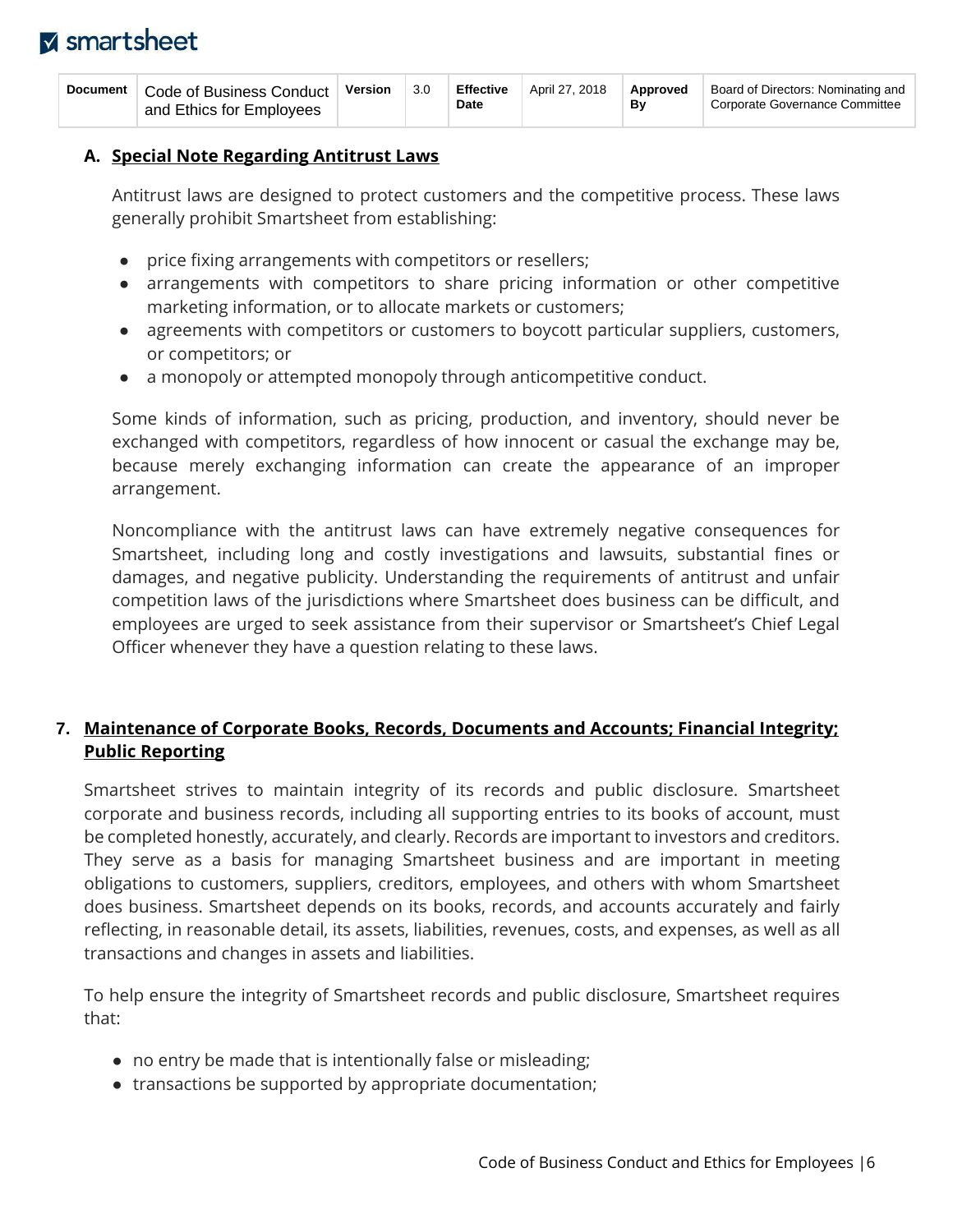### A. Special Note Regarding Antitrust Laws

Antitrust laws are designed to protect customers and the competitive process. These laws generally prohibit Smartsheet from establishing:

- price fixing arrangements with competitors or resellers;
- arrangements with competitors to share pricing information or other competitive marketing information, or to allocate markets or customers;
- agreements with competitors or customers to boycott particular suppliers, customers, or competitors; or
- a monopoly or attempted monopoly through anticompetitive conduct.

Some kinds of information, such as pricing, production, and inventory, should never be exchanged with competitors, regardless of how innocent or casual the exchange may be, because merely exchanging information can create the appearance of an improper arrangement.

Noncompliance with the antitrust laws can have extremely negative consequences for Smartsheet, including long and costly investigations and lawsuits, substantial fines or damages, and negative publicity. Understanding the requirements of antitrust and unfair competition laws of the jurisdictions where Smartsheet does business can be difficult, and employees are urged to seek assistance from their supervisor or Smartsheet's Chief Legal Officer whenever they have a question relating to these laws.

## 7. Maintenance of Corporate Books, Records, Documents and Accounts; Financial Integrity; Public Reporting

Smartsheet strives to maintain integrity of its records and public disclosure. Smartsheet corporate and business records, including all supporting entries to its books of account, must be completed honestly, accurately, and clearly. Records are important to investors and creditors. They serve as a basis for managing Smartsheet business and are important in meeting obligations to customers, suppliers, creditors, employees, and others with whom Smartsheet does business. Smartsheet depends on its books, records, and accounts accurately and fairly reflecting, in reasonable detail, its assets, liabilities, revenues, costs, and expenses, as well as all transactions and changes in assets and liabilities.

To help ensure the integrity of Smartsheet records and public disclosure, Smartsheet requires that:

- no entry be made that is intentionally false or misleading;
- transactions be supported by appropriate documentation;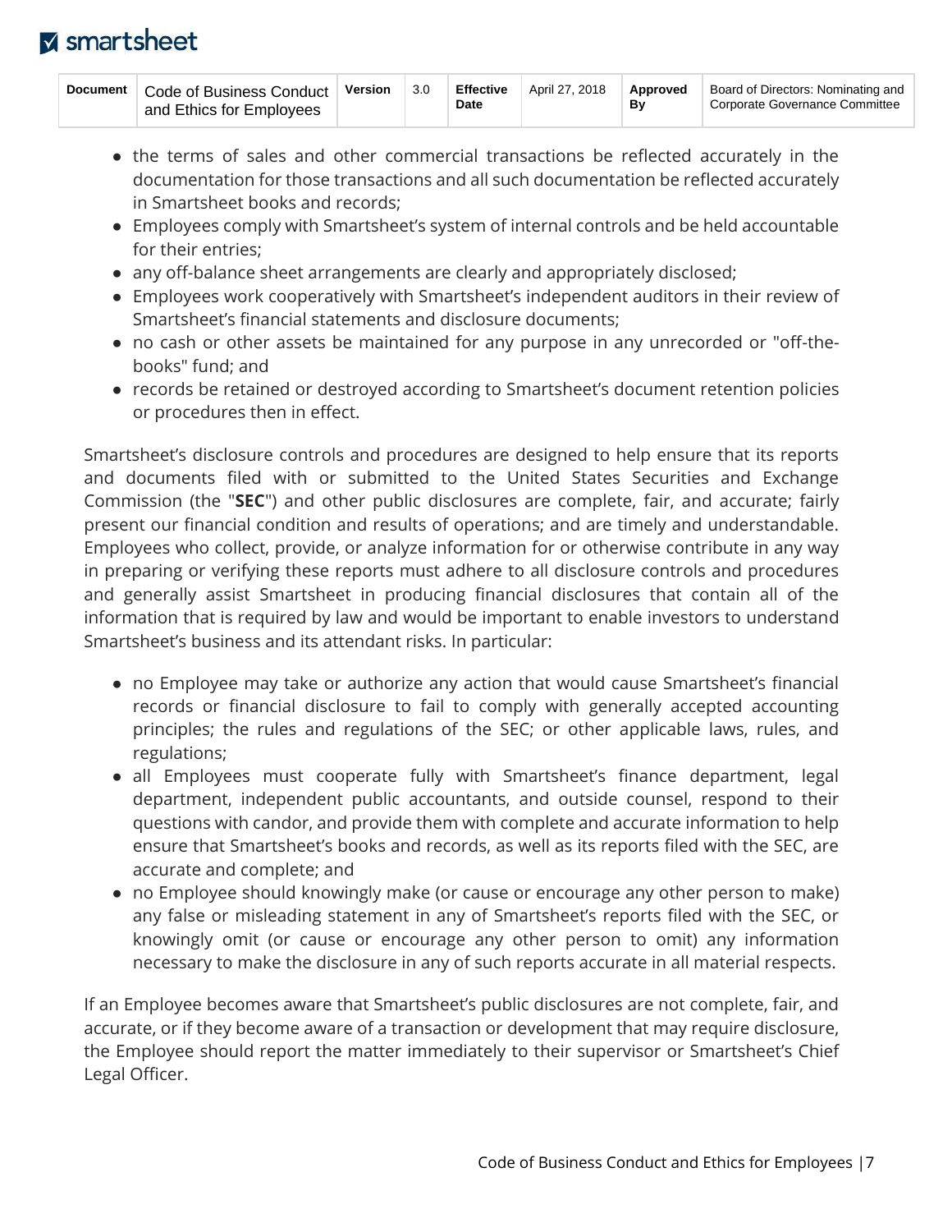- the terms of sales and other commercial transactions be reflected accurately in the documentation for those transactions and all such documentation be reflected accurately in Smartsheet books and records;
- Employees comply with Smartsheet's system of internal controls and be held accountable for their entries;
- any off-balance sheet arrangements are clearly and appropriately disclosed;
- Employees work cooperatively with Smartsheet's independent auditors in their review of Smartsheet's financial statements and disclosure documents;
- no cash or other assets be maintained for any purpose in any unrecorded or "off-the-books" fund; and
- records be retained or destroyed according to Smartsheet's document retention policies or procedures then in effect.

Smartsheet's disclosure controls and procedures are designed to help ensure that its reports and documents filed with or submitted to the United States Securities and Exchange Commission (the "**SEC**") and other public disclosures are complete, fair, and accurate; fairly present our financial condition and results of operations; and are timely and understandable. Employees who collect, provide, or analyze information for or otherwise contribute in any way in preparing or verifying these reports must adhere to all disclosure controls and procedures and generally assist Smartsheet in producing financial disclosures that contain all of the information that is required by law and would be important to enable investors to understand Smartsheet's business and its attendant risks. In particular:

- no Employee may take or authorize any action that would cause Smartsheet's financial records or financial disclosure to fail to comply with generally accepted accounting principles; the rules and regulations of the SEC; or other applicable laws, rules, and regulations;
- all Employees must cooperate fully with Smartsheet's finance department, legal department, independent public accountants, and outside counsel, respond to their questions with candor, and provide them with complete and accurate information to help ensure that Smartsheet's books and records, as well as its reports filed with the SEC, are accurate and complete; and
- no Employee should knowingly make (or cause or encourage any other person to make) any false or misleading statement in any of Smartsheet's reports filed with the SEC, or knowingly omit (or cause or encourage any other person to omit) any information necessary to make the disclosure in any of such reports accurate in all material respects.

If an Employee becomes aware that Smartsheet's public disclosures are not complete, fair, and accurate, or if they become aware of a transaction or development that may require disclosure, the Employee should report the matter immediately to their supervisor or Smartsheet's Chief Legal Officer.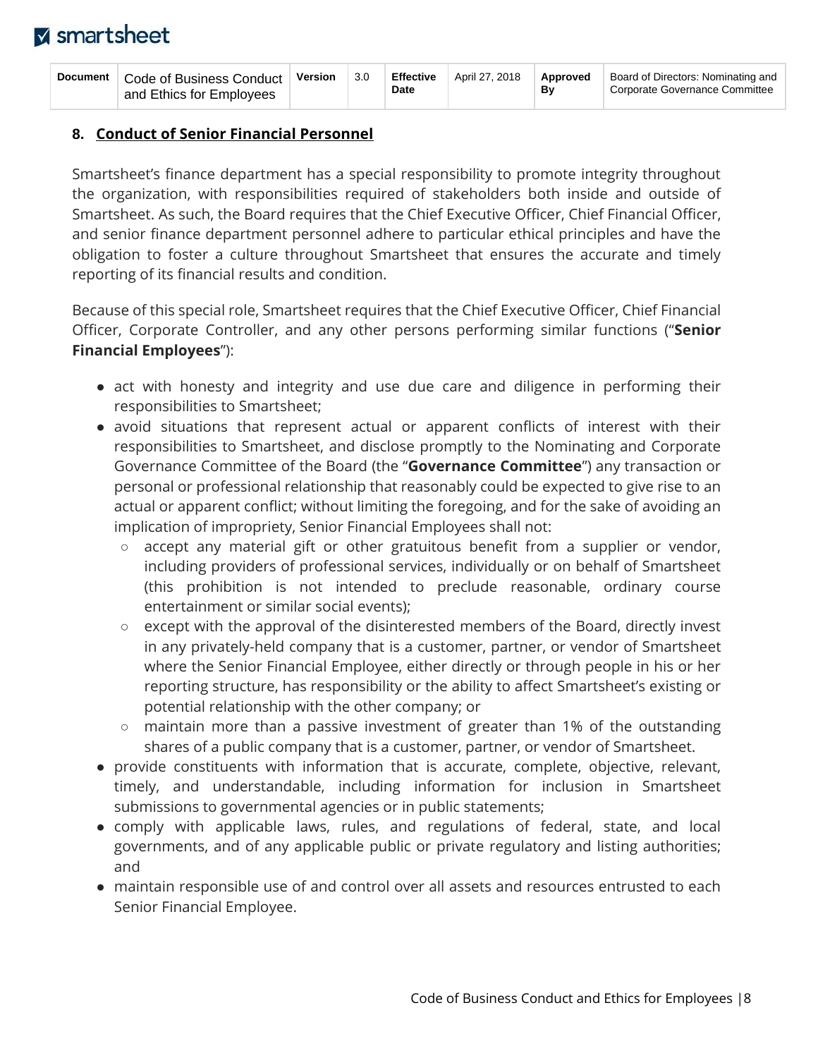## 8. Conduct of Senior Financial Personnel

Smartsheet's finance department has a special responsibility to promote integrity throughout the organization, with responsibilities required of stakeholders both inside and outside of Smartsheet. As such, the Board requires that the Chief Executive Officer, Chief Financial Officer, and senior finance department personnel adhere to particular ethical principles and have the obligation to foster a culture throughout Smartsheet that ensures the accurate and timely reporting of its financial results and condition.

Because of this special role, Smartsheet requires that the Chief Executive Officer, Chief Financial Officer, Corporate Controller, and any other persons performing similar functions ("**Senior Financial Employees**"):

- act with honesty and integrity and use due care and diligence in performing their responsibilities to Smartsheet;
- avoid situations that represent actual or apparent conflicts of interest with their responsibilities to Smartsheet, and disclose promptly to the Nominating and Corporate Governance Committee of the Board (the "**Governance Committee**") any transaction or personal or professional relationship that reasonably could be expected to give rise to an actual or apparent conflict; without limiting the foregoing, and for the sake of avoiding an implication of impropriety, Senior Financial Employees shall not:
  - accept any material gift or other gratuitous benefit from a supplier or vendor, including providers of professional services, individually or on behalf of Smartsheet (this prohibition is not intended to preclude reasonable, ordinary course entertainment or similar social events);
  - except with the approval of the disinterested members of the Board, directly invest in any privately-held company that is a customer, partner, or vendor of Smartsheet where the Senior Financial Employee, either directly or through people in his or her reporting structure, has responsibility or the ability to affect Smartsheet's existing or potential relationship with the other company; or
  - maintain more than a passive investment of greater than 1% of the outstanding shares of a public company that is a customer, partner, or vendor of Smartsheet.
- provide constituents with information that is accurate, complete, objective, relevant, timely, and understandable, including information for inclusion in Smartsheet submissions to governmental agencies or in public statements;
- comply with applicable laws, rules, and regulations of federal, state, and local governments, and of any applicable public or private regulatory and listing authorities; and
- maintain responsible use of and control over all assets and resources entrusted to each Senior Financial Employee.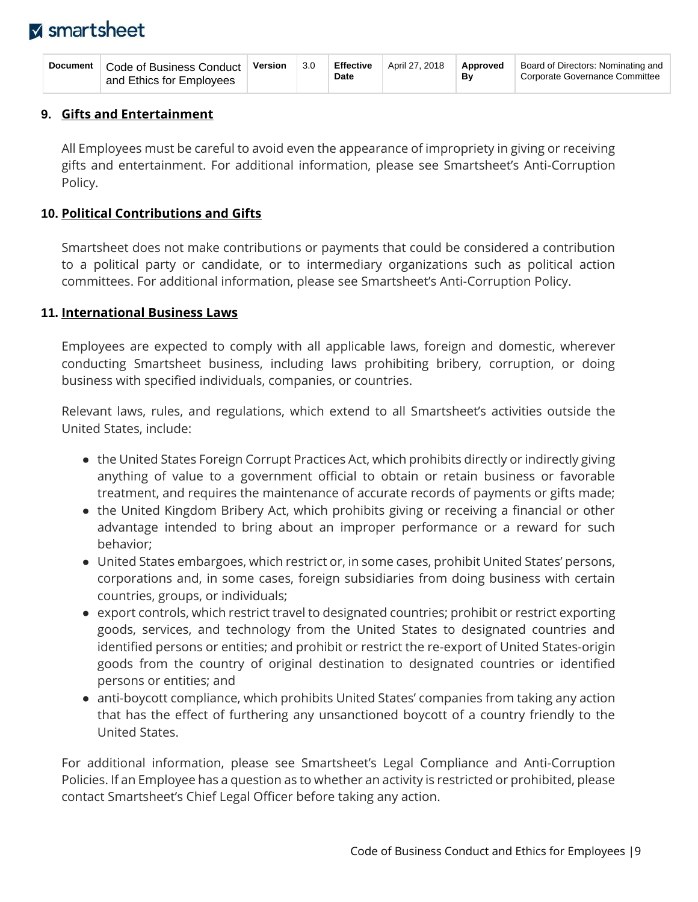## 9. Gifts and Entertainment

All Employees must be careful to avoid even the appearance of impropriety in giving or receiving gifts and entertainment. For additional information, please see Smartsheet's Anti-Corruption Policy.

## 10. Political Contributions and Gifts

Smartsheet does not make contributions or payments that could be considered a contribution to a political party or candidate, or to intermediary organizations such as political action committees. For additional information, please see Smartsheet's Anti-Corruption Policy.

## 11. International Business Laws

Employees are expected to comply with all applicable laws, foreign and domestic, wherever conducting Smartsheet business, including laws prohibiting bribery, corruption, or doing business with specified individuals, companies, or countries.

Relevant laws, rules, and regulations, which extend to all Smartsheet's activities outside the United States, include:

- the United States Foreign Corrupt Practices Act, which prohibits directly or indirectly giving anything of value to a government official to obtain or retain business or favorable treatment, and requires the maintenance of accurate records of payments or gifts made;
- the United Kingdom Bribery Act, which prohibits giving or receiving a financial or other advantage intended to bring about an improper performance or a reward for such behavior;
- United States embargoes, which restrict or, in some cases, prohibit United States' persons, corporations and, in some cases, foreign subsidiaries from doing business with certain countries, groups, or individuals;
- export controls, which restrict travel to designated countries; prohibit or restrict exporting goods, services, and technology from the United States to designated countries and identified persons or entities; and prohibit or restrict the re-export of United States-origin goods from the country of original destination to designated countries or identified persons or entities; and
- anti-boycott compliance, which prohibits United States' companies from taking any action that has the effect of furthering any unsanctioned boycott of a country friendly to the United States.

For additional information, please see Smartsheet's Legal Compliance and Anti-Corruption Policies. If an Employee has a question as to whether an activity is restricted or prohibited, please contact Smartsheet's Chief Legal Officer before taking any action.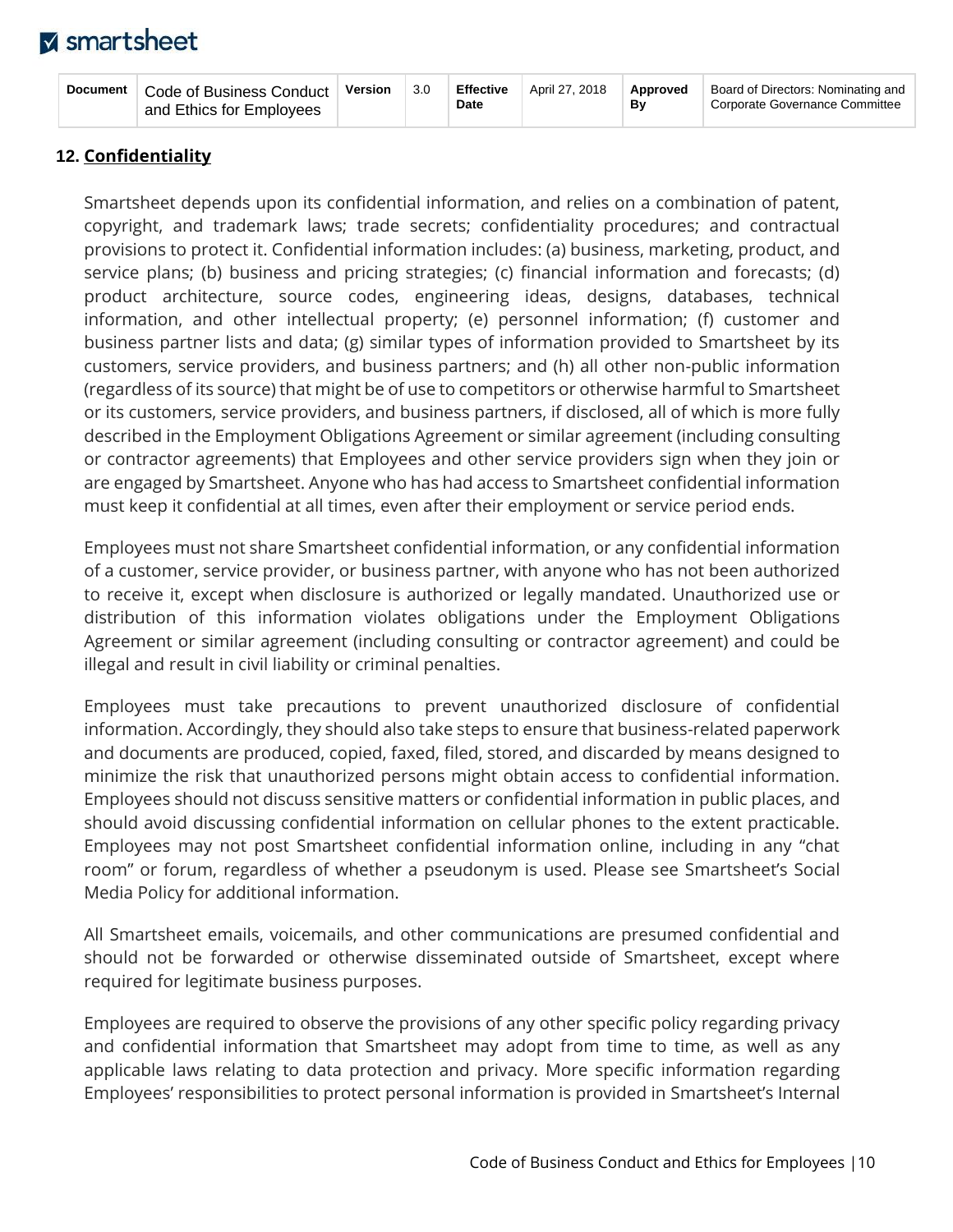## 12. Confidentiality

Smartsheet depends upon its confidential information, and relies on a combination of patent, copyright, and trademark laws; trade secrets; confidentiality procedures; and contractual provisions to protect it. Confidential information includes: (a) business, marketing, product, and service plans; (b) business and pricing strategies; (c) financial information and forecasts; (d) product architecture, source codes, engineering ideas, designs, databases, technical information, and other intellectual property; (e) personnel information; (f) customer and business partner lists and data; (g) similar types of information provided to Smartsheet by its customers, service providers, and business partners; and (h) all other non-public information (regardless of its source) that might be of use to competitors or otherwise harmful to Smartsheet or its customers, service providers, and business partners, if disclosed, all of which is more fully described in the Employment Obligations Agreement or similar agreement (including consulting or contractor agreements) that Employees and other service providers sign when they join or are engaged by Smartsheet. Anyone who has had access to Smartsheet confidential information must keep it confidential at all times, even after their employment or service period ends.

Employees must not share Smartsheet confidential information, or any confidential information of a customer, service provider, or business partner, with anyone who has not been authorized to receive it, except when disclosure is authorized or legally mandated. Unauthorized use or distribution of this information violates obligations under the Employment Obligations Agreement or similar agreement (including consulting or contractor agreement) and could be illegal and result in civil liability or criminal penalties.

Employees must take precautions to prevent unauthorized disclosure of confidential information. Accordingly, they should also take steps to ensure that business-related paperwork and documents are produced, copied, faxed, filed, stored, and discarded by means designed to minimize the risk that unauthorized persons might obtain access to confidential information. Employees should not discuss sensitive matters or confidential information in public places, and should avoid discussing confidential information on cellular phones to the extent practicable. Employees may not post Smartsheet confidential information online, including in any "chat room" or forum, regardless of whether a pseudonym is used. Please see Smartsheet's Social Media Policy for additional information.

All Smartsheet emails, voicemails, and other communications are presumed confidential and should not be forwarded or otherwise disseminated outside of Smartsheet, except where required for legitimate business purposes.

Employees are required to observe the provisions of any other specific policy regarding privacy and confidential information that Smartsheet may adopt from time to time, as well as any applicable laws relating to data protection and privacy. More specific information regarding Employees' responsibilities to protect personal information is provided in Smartsheet's Internal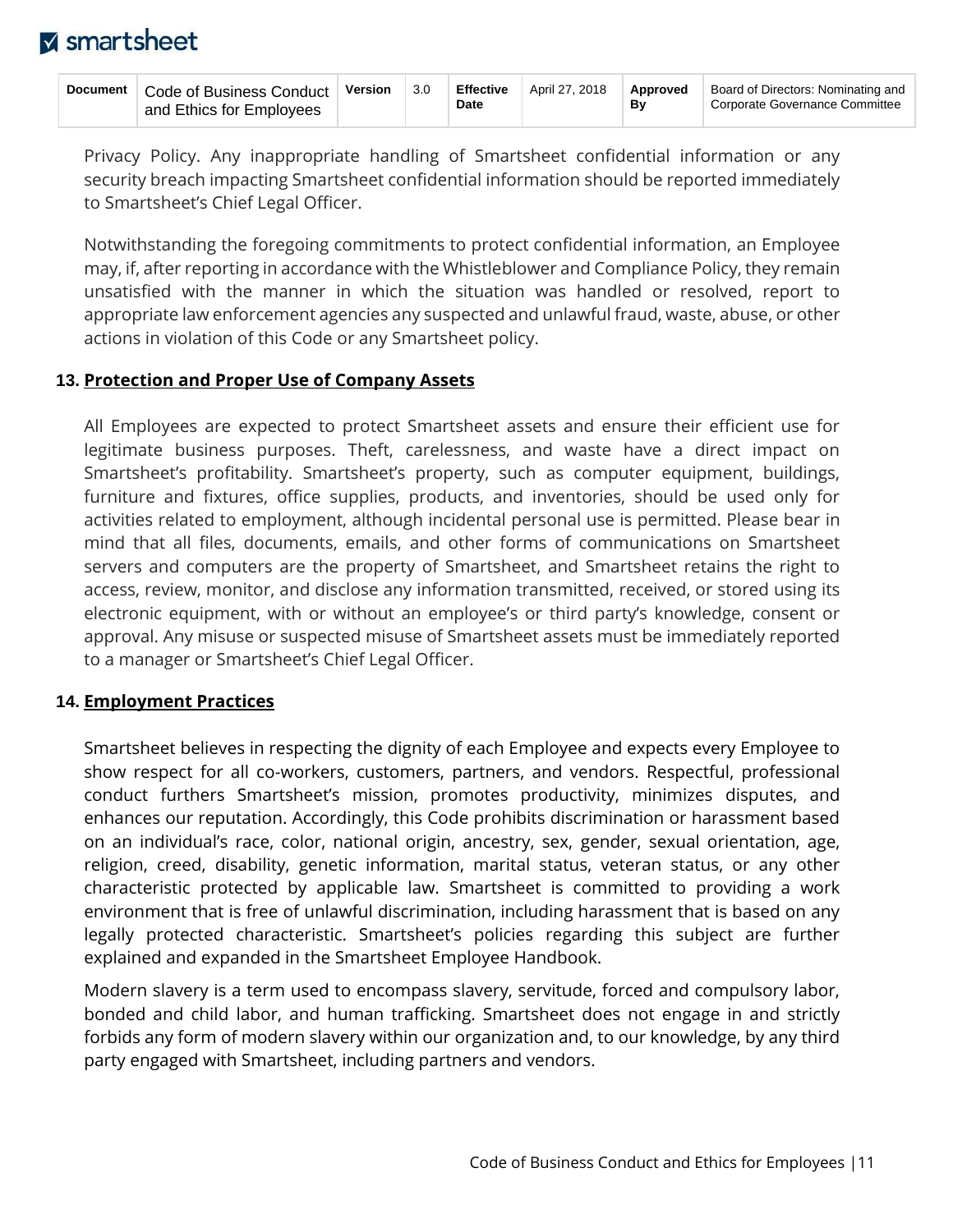Privacy Policy. Any inappropriate handling of Smartsheet confidential information or any security breach impacting Smartsheet confidential information should be reported immediately to Smartsheet's Chief Legal Officer.

Notwithstanding the foregoing commitments to protect confidential information, an Employee may, if, after reporting in accordance with the Whistleblower and Compliance Policy, they remain unsatisfied with the manner in which the situation was handled or resolved, report to appropriate law enforcement agencies any suspected and unlawful fraud, waste, abuse, or other actions in violation of this Code or any Smartsheet policy.

### 13. Protection and Proper Use of Company Assets

All Employees are expected to protect Smartsheet assets and ensure their efficient use for legitimate business purposes. Theft, carelessness, and waste have a direct impact on Smartsheet's profitability. Smartsheet's property, such as computer equipment, buildings, furniture and fixtures, office supplies, products, and inventories, should be used only for activities related to employment, although incidental personal use is permitted. Please bear in mind that all files, documents, emails, and other forms of communications on Smartsheet servers and computers are the property of Smartsheet, and Smartsheet retains the right to access, review, monitor, and disclose any information transmitted, received, or stored using its electronic equipment, with or without an employee's or third party's knowledge, consent or approval. Any misuse or suspected misuse of Smartsheet assets must be immediately reported to a manager or Smartsheet's Chief Legal Officer.

### 14. Employment Practices

Smartsheet believes in respecting the dignity of each Employee and expects every Employee to show respect for all co-workers, customers, partners, and vendors. Respectful, professional conduct furthers Smartsheet's mission, promotes productivity, minimizes disputes, and enhances our reputation. Accordingly, this Code prohibits discrimination or harassment based on an individual's race, color, national origin, ancestry, sex, gender, sexual orientation, age, religion, creed, disability, genetic information, marital status, veteran status, or any other characteristic protected by applicable law. Smartsheet is committed to providing a work environment that is free of unlawful discrimination, including harassment that is based on any legally protected characteristic. Smartsheet's policies regarding this subject are further explained and expanded in the Smartsheet Employee Handbook.

Modern slavery is a term used to encompass slavery, servitude, forced and compulsory labor, bonded and child labor, and human trafficking. Smartsheet does not engage in and strictly forbids any form of modern slavery within our organization and, to our knowledge, by any third party engaged with Smartsheet, including partners and vendors.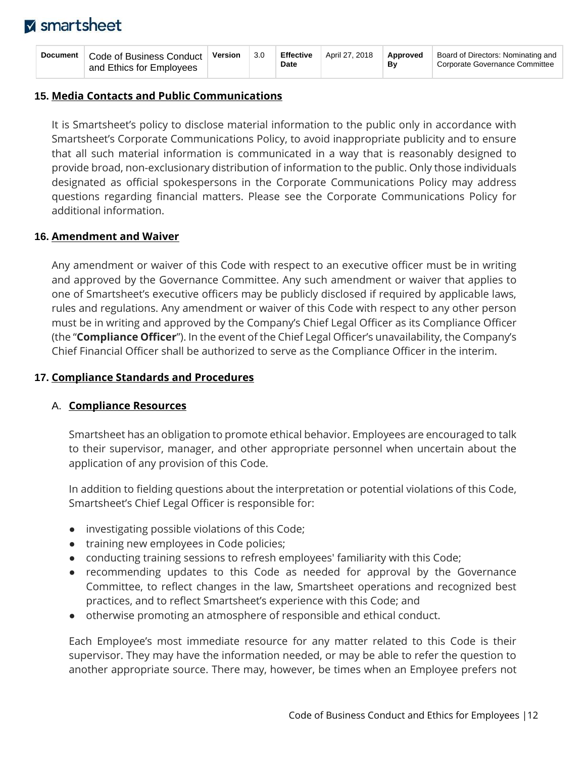## 15. Media Contacts and Public Communications

It is Smartsheet's policy to disclose material information to the public only in accordance with Smartsheet's Corporate Communications Policy, to avoid inappropriate publicity and to ensure that all such material information is communicated in a way that is reasonably designed to provide broad, non-exclusionary distribution of information to the public. Only those individuals designated as official spokespersons in the Corporate Communications Policy may address questions regarding financial matters. Please see the Corporate Communications Policy for additional information.

## 16. Amendment and Waiver

Any amendment or waiver of this Code with respect to an executive officer must be in writing and approved by the Governance Committee. Any such amendment or waiver that applies to one of Smartsheet's executive officers may be publicly disclosed if required by applicable laws, rules and regulations. Any amendment or waiver of this Code with respect to any other person must be in writing and approved by the Company's Chief Legal Officer as its Compliance Officer (the "**Compliance Officer**"). In the event of the Chief Legal Officer's unavailability, the Company's Chief Financial Officer shall be authorized to serve as the Compliance Officer in the interim.

## 17. Compliance Standards and Procedures

### A. Compliance Resources

Smartsheet has an obligation to promote ethical behavior. Employees are encouraged to talk to their supervisor, manager, and other appropriate personnel when uncertain about the application of any provision of this Code.

In addition to fielding questions about the interpretation or potential violations of this Code, Smartsheet's Chief Legal Officer is responsible for:

- investigating possible violations of this Code;
- training new employees in Code policies;
- conducting training sessions to refresh employees' familiarity with this Code;
- recommending updates to this Code as needed for approval by the Governance Committee, to reflect changes in the law, Smartsheet operations and recognized best practices, and to reflect Smartsheet's experience with this Code; and
- otherwise promoting an atmosphere of responsible and ethical conduct.

Each Employee's most immediate resource for any matter related to this Code is their supervisor. They may have the information needed, or may be able to refer the question to another appropriate source. There may, however, be times when an Employee prefers not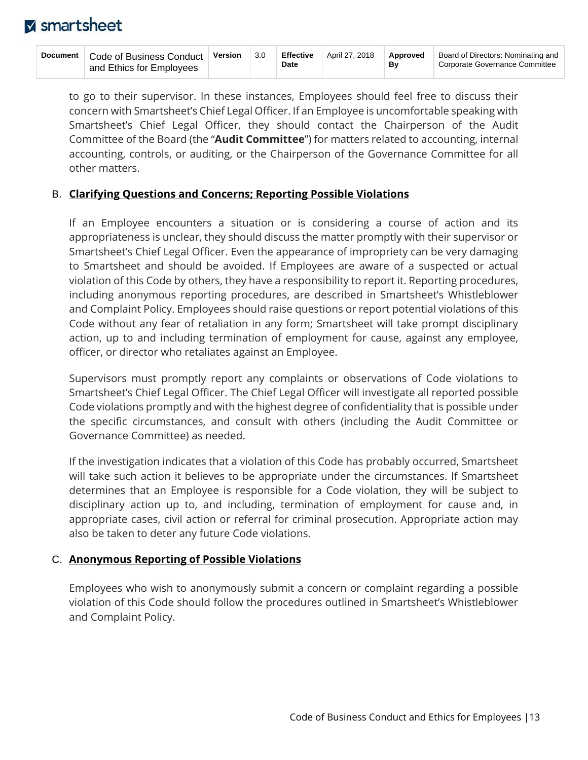to go to their supervisor. In these instances, Employees should feel free to discuss their concern with Smartsheet's Chief Legal Officer. If an Employee is uncomfortable speaking with Smartsheet's Chief Legal Officer, they should contact the Chairperson of the Audit Committee of the Board (the "**Audit Committee**") for matters related to accounting, internal accounting, controls, or auditing, or the Chairperson of the Governance Committee for all other matters.

B. **Clarifying Questions and Concerns; Reporting Possible Violations**

If an Employee encounters a situation or is considering a course of action and its appropriateness is unclear, they should discuss the matter promptly with their supervisor or Smartsheet's Chief Legal Officer. Even the appearance of impropriety can be very damaging to Smartsheet and should be avoided. If Employees are aware of a suspected or actual violation of this Code by others, they have a responsibility to report it. Reporting procedures, including anonymous reporting procedures, are described in Smartsheet's Whistleblower and Complaint Policy. Employees should raise questions or report potential violations of this Code without any fear of retaliation in any form; Smartsheet will take prompt disciplinary action, up to and including termination of employment for cause, against any employee, officer, or director who retaliates against an Employee.

Supervisors must promptly report any complaints or observations of Code violations to Smartsheet's Chief Legal Officer. The Chief Legal Officer will investigate all reported possible Code violations promptly and with the highest degree of confidentiality that is possible under the specific circumstances, and consult with others (including the Audit Committee or Governance Committee) as needed.

If the investigation indicates that a violation of this Code has probably occurred, Smartsheet will take such action it believes to be appropriate under the circumstances. If Smartsheet determines that an Employee is responsible for a Code violation, they will be subject to disciplinary action up to, and including, termination of employment for cause and, in appropriate cases, civil action or referral for criminal prosecution. Appropriate action may also be taken to deter any future Code violations.

C. **Anonymous Reporting of Possible Violations**

Employees who wish to anonymously submit a concern or complaint regarding a possible violation of this Code should follow the procedures outlined in Smartsheet's Whistleblower and Complaint Policy.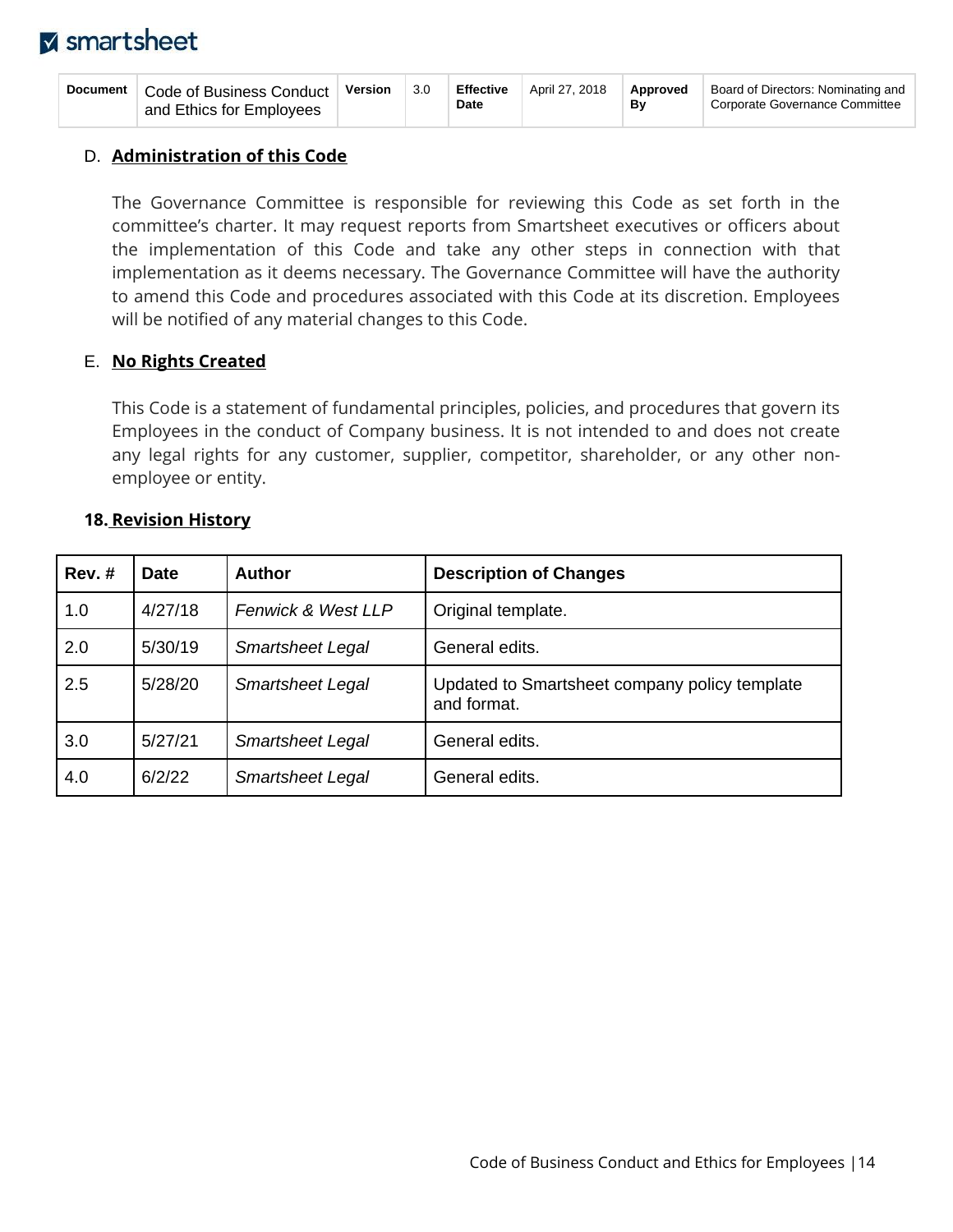D. **Administration of this Code**

The Governance Committee is responsible for reviewing this Code as set forth in the committee's charter. It may request reports from Smartsheet executives or officers about the implementation of this Code and take any other steps in connection with that implementation as it deems necessary. The Governance Committee will have the authority to amend this Code and procedures associated with this Code at its discretion. Employees will be notified of any material changes to this Code.

E. **No Rights Created**

This Code is a statement of fundamental principles, policies, and procedures that govern its Employees in the conduct of Company business. It is not intended to and does not create any legal rights for any customer, supplier, competitor, shareholder, or any other non-employee or entity.

## 18. Revision History

| Rev. # | Date | Author | Description of Changes |
|---|---|---|---|
| 1.0 | 4/27/18 | *Fenwick & West LLP* | Original template. |
| 2.0 | 5/30/19 | *Smartsheet Legal* | General edits. |
| 2.5 | 5/28/20 | *Smartsheet Legal* | Updated to Smartsheet company policy template and format. |
| 3.0 | 5/27/21 | *Smartsheet Legal* | General edits. |
| 4.0 | 6/2/22 | *Smartsheet Legal* | General edits. |